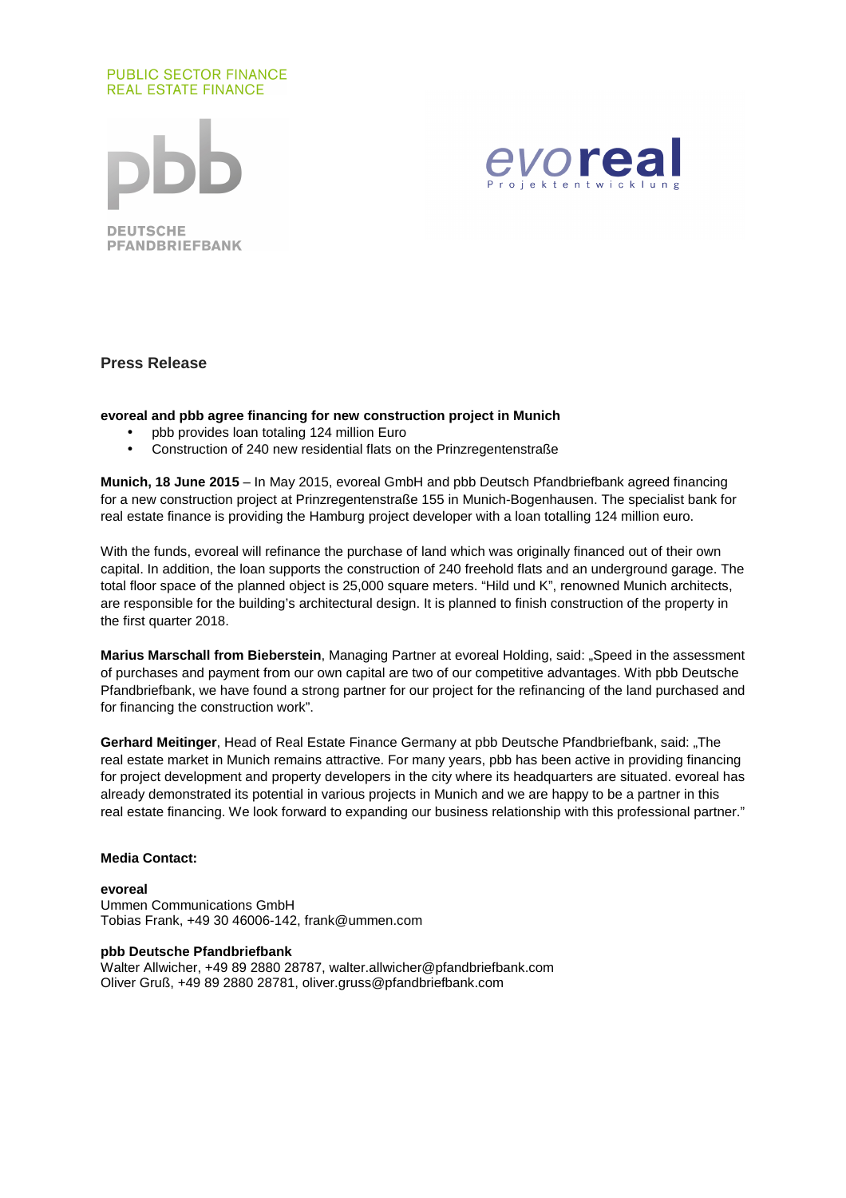PUBLIC SECTOR FINANCE
REAL ESTATE FINANCE

pbb
DEUTSCHE PFANDBRIEFBANK

evoreal
Projektentwicklung

## Press Release

**evoreal and pbb agree financing for new construction project in Munich**

- pbb provides loan totaling 124 million Euro
- Construction of 240 new residential flats on the Prinzregentenstraße

**Munich, 18 June 2015** – In May 2015, evoreal GmbH and pbb Deutsch Pfandbriefbank agreed financing for a new construction project at Prinzregentenstraße 155 in Munich-Bogenhausen. The specialist bank for real estate finance is providing the Hamburg project developer with a loan totalling 124 million euro.

With the funds, evoreal will refinance the purchase of land which was originally financed out of their own capital. In addition, the loan supports the construction of 240 freehold flats and an underground garage. The total floor space of the planned object is 25,000 square meters. "Hild und K", renowned Munich architects, are responsible for the building's architectural design. It is planned to finish construction of the property in the first quarter 2018.

**Marius Marschall from Bieberstein**, Managing Partner at evoreal Holding, said: „Speed in the assessment of purchases and payment from our own capital are two of our competitive advantages. With pbb Deutsche Pfandbriefbank, we have found a strong partner for our project for the refinancing of the land purchased and for financing the construction work".

**Gerhard Meitinger**, Head of Real Estate Finance Germany at pbb Deutsche Pfandbriefbank, said: „The real estate market in Munich remains attractive. For many years, pbb has been active in providing financing for project development and property developers in the city where its headquarters are situated. evoreal has already demonstrated its potential in various projects in Munich and we are happy to be a partner in this real estate financing. We look forward to expanding our business relationship with this professional partner."

**Media Contact:**

**evoreal**
Ummen Communications GmbH
Tobias Frank, +49 30 46006-142, frank@ummen.com

**pbb Deutsche Pfandbriefbank**
Walter Allwicher, +49 89 2880 28787, walter.allwicher@pfandbriefbank.com
Oliver Gruß, +49 89 2880 28781, oliver.gruss@pfandbriefbank.com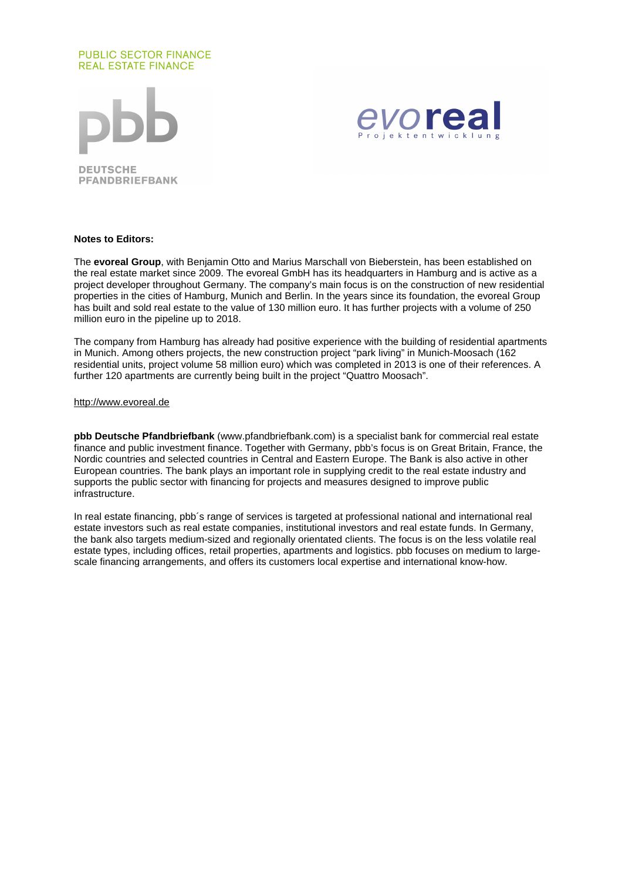PUBLIC SECTOR FINANCE
REAL ESTATE FINANCE

pbb
DEUTSCHE
PFANDBRIEFBANK

evoreal
Projektentwicklung

**Notes to Editors:**

The **evoreal Group**, with Benjamin Otto and Marius Marschall von Bieberstein, has been established on the real estate market since 2009. The evoreal GmbH has its headquarters in Hamburg and is active as a project developer throughout Germany. The company's main focus is on the construction of new residential properties in the cities of Hamburg, Munich and Berlin. In the years since its foundation, the evoreal Group has built and sold real estate to the value of 130 million euro. It has further projects with a volume of 250 million euro in the pipeline up to 2018.

The company from Hamburg has already had positive experience with the building of residential apartments in Munich. Among others projects, the new construction project "park living" in Munich-Moosach (162 residential units, project volume 58 million euro) which was completed in 2013 is one of their references. A further 120 apartments are currently being built in the project "Quattro Moosach".

http://www.evoreal.de

**pbb Deutsche Pfandbriefbank** (www.pfandbriefbank.com) is a specialist bank for commercial real estate finance and public investment finance. Together with Germany, pbb's focus is on Great Britain, France, the Nordic countries and selected countries in Central and Eastern Europe. The Bank is also active in other European countries. The bank plays an important role in supplying credit to the real estate industry and supports the public sector with financing for projects and measures designed to improve public infrastructure.

In real estate financing, pbb´s range of services is targeted at professional national and international real estate investors such as real estate companies, institutional investors and real estate funds. In Germany, the bank also targets medium-sized and regionally orientated clients. The focus is on the less volatile real estate types, including offices, retail properties, apartments and logistics. pbb focuses on medium to large-scale financing arrangements, and offers its customers local expertise and international know-how.